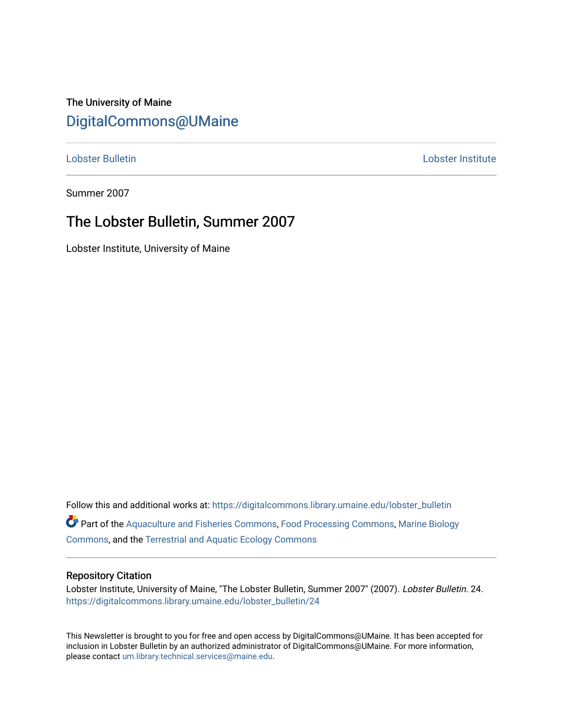The University of Maine

# DigitalCommons@UMaine

Lobster Bulletin | Lobster Institute

Summer 2007

## The Lobster Bulletin, Summer 2007

Lobster Institute, University of Maine

Follow this and additional works at: https://digitalcommons.library.umaine.edu/lobster_bulletin

Part of the Aquaculture and Fisheries Commons, Food Processing Commons, Marine Biology Commons, and the Terrestrial and Aquatic Ecology Commons

### Repository Citation

Lobster Institute, University of Maine, "The Lobster Bulletin, Summer 2007" (2007). *Lobster Bulletin*. 24.
https://digitalcommons.library.umaine.edu/lobster_bulletin/24

This Newsletter is brought to you for free and open access by DigitalCommons@UMaine. It has been accepted for inclusion in Lobster Bulletin by an authorized administrator of DigitalCommons@UMaine. For more information, please contact um.library.technical.services@maine.edu.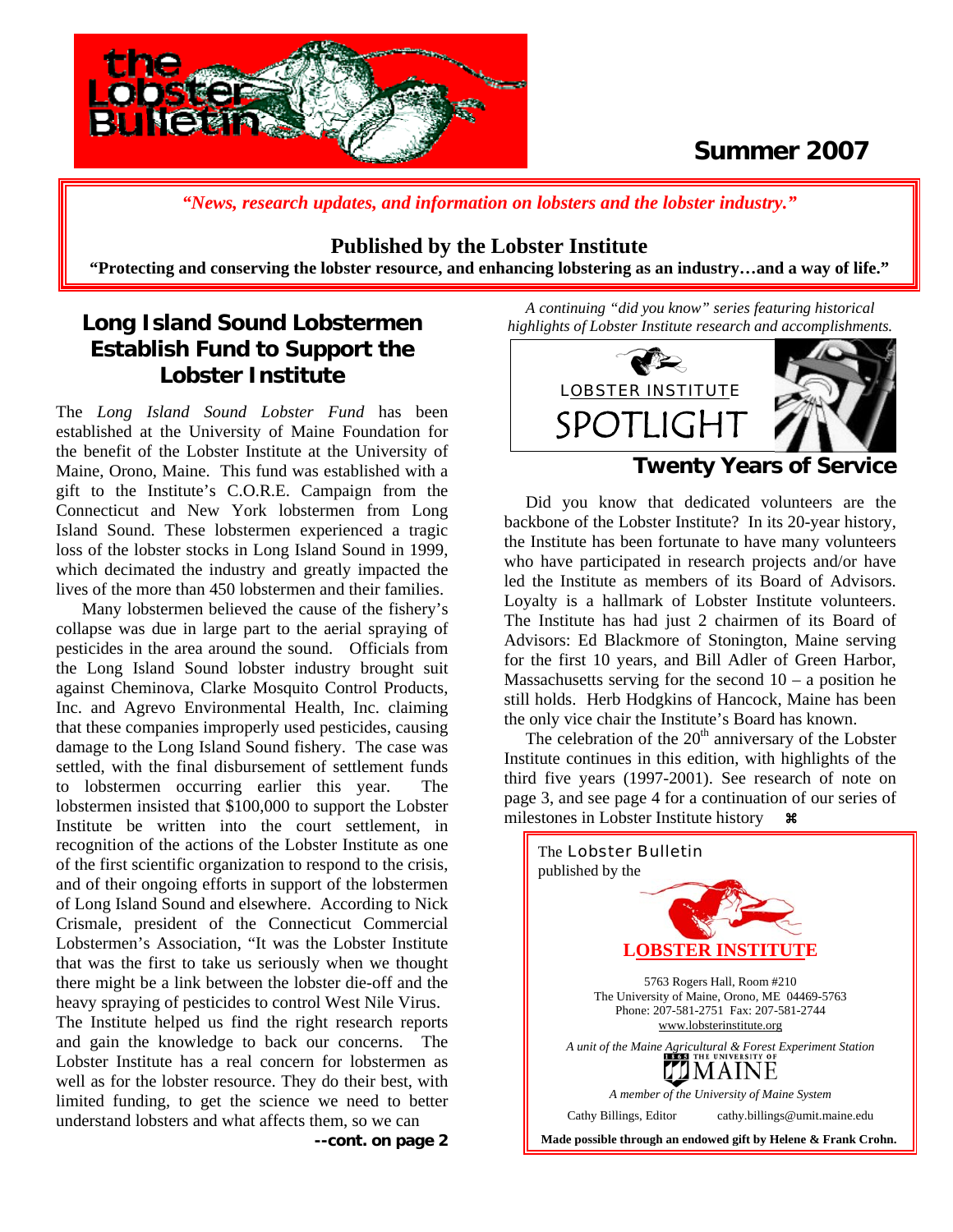# Summer 2007

*"News, research updates, and information on lobsters and the lobster industry."*

**Published by the Lobster Institute**

**"Protecting and conserving the lobster resource, and enhancing lobstering as an industry…and a way of life."**

## Long Island Sound Lobstermen Establish Fund to Support the Lobster Institute

The *Long Island Sound Lobster Fund* has been established at the University of Maine Foundation for the benefit of the Lobster Institute at the University of Maine, Orono, Maine. This fund was established with a gift to the Institute's C.O.R.E. Campaign from the Connecticut and New York lobstermen from Long Island Sound. These lobstermen experienced a tragic loss of the lobster stocks in Long Island Sound in 1999, which decimated the industry and greatly impacted the lives of the more than 450 lobstermen and their families.

Many lobstermen believed the cause of the fishery's collapse was due in large part to the aerial spraying of pesticides in the area around the sound. Officials from the Long Island Sound lobster industry brought suit against Cheminova, Clarke Mosquito Control Products, Inc. and Agrevo Environmental Health, Inc. claiming that these companies improperly used pesticides, causing damage to the Long Island Sound fishery. The case was settled, with the final disbursement of settlement funds to lobstermen occurring earlier this year. The lobstermen insisted that $100,000 to support the Lobster Institute be written into the court settlement, in recognition of the actions of the Lobster Institute as one of the first scientific organization to respond to the crisis, and of their ongoing efforts in support of the lobstermen of Long Island Sound and elsewhere. According to Nick Crismale, president of the Connecticut Commercial Lobstermen's Association, "It was the Lobster Institute that was the first to take us seriously when we thought there might be a link between the lobster die-off and the heavy spraying of pesticides to control West Nile Virus. The Institute helped us find the right research reports and gain the knowledge to back our concerns. The Lobster Institute has a real concern for lobstermen as well as for the lobster resource. They do their best, with limited funding, to get the science we need to better understand lobsters and what affects them, so we can

**--cont. on page 2**

*A continuing "did you know" series featuring historical highlights of Lobster Institute research and accomplishments.*

LOBSTER INSTITUTE SPOTLIGHT

## Twenty Years of Service

Did you know that dedicated volunteers are the backbone of the Lobster Institute? In its 20-year history, the Institute has been fortunate to have many volunteers who have participated in research projects and/or have led the Institute as members of its Board of Advisors. Loyalty is a hallmark of Lobster Institute volunteers. The Institute has had just 2 chairmen of its Board of Advisors: Ed Blackmore of Stonington, Maine serving for the first 10 years, and Bill Adler of Green Harbor, Massachusetts serving for the second 10 – a position he still holds. Herb Hodgkins of Hancock, Maine has been the only vice chair the Institute's Board has known.

The celebration of the 20th anniversary of the Lobster Institute continues in this edition, with highlights of the third five years (1997-2001). See research of note on page 3, and see page 4 for a continuation of our series of milestones in Lobster Institute history ⌘

The Lobster Bulletin published by the

**LOBSTER INSTITUTE**

5763 Rogers Hall, Room #210
The University of Maine, Orono, ME 04469-5763
Phone: 207-581-2751 Fax: 207-581-2744
www.lobsterinstitute.org

*A unit of the Maine Agricultural & Forest Experiment Station*

THE UNIVERSITY OF MAINE

*A member of the University of Maine System*

Cathy Billings, Editor cathy.billings@umit.maine.edu

**Made possible through an endowed gift by Helene & Frank Crohn.**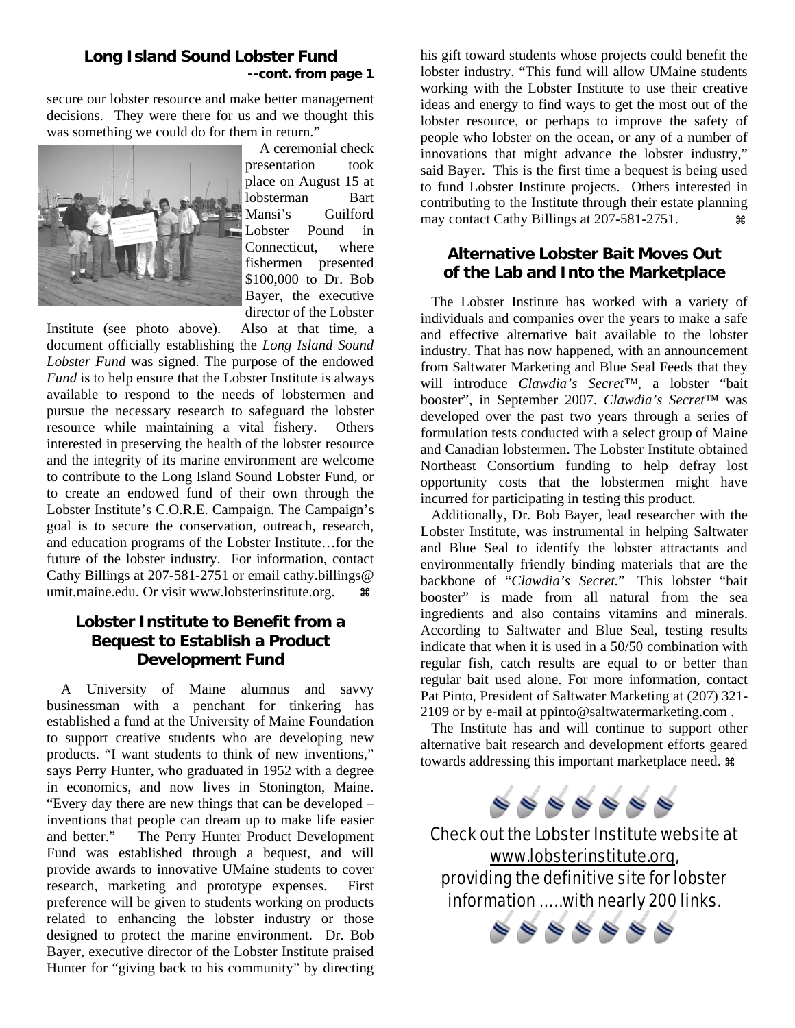## Long Island Sound Lobster Fund

**--cont. from page 1**

secure our lobster resource and make better management decisions. They were there for us and we thought this was something we could do for them in return."

A ceremonial check presentation took place on August 15 at lobsterman Bart Mansi's Guilford Lobster Pound in Connecticut, where fishermen presented $100,000 to Dr. Bob Bayer, the executive director of the Lobster Institute (see photo above). Also at that time, a document officially establishing the *Long Island Sound Lobster Fund* was signed. The purpose of the endowed *Fund* is to help ensure that the Lobster Institute is always available to respond to the needs of lobstermen and pursue the necessary research to safeguard the lobster resource while maintaining a vital fishery. Others interested in preserving the health of the lobster resource and the integrity of its marine environment are welcome to contribute to the Long Island Sound Lobster Fund, or to create an endowed fund of their own through the Lobster Institute's C.O.R.E. Campaign. The Campaign's goal is to secure the conservation, outreach, research, and education programs of the Lobster Institute…for the future of the lobster industry. For information, contact Cathy Billings at 207-581-2751 or email cathy.billings@umit.maine.edu. Or visit www.lobsterinstitute.org. ⌘

## Lobster Institute to Benefit from a Bequest to Establish a Product Development Fund

A University of Maine alumnus and savvy businessman with a penchant for tinkering has established a fund at the University of Maine Foundation to support creative students who are developing new products. "I want students to think of new inventions," says Perry Hunter, who graduated in 1952 with a degree in economics, and now lives in Stonington, Maine. "Every day there are new things that can be developed – inventions that people can dream up to make life easier and better." The Perry Hunter Product Development Fund was established through a bequest, and will provide awards to innovative UMaine students to cover research, marketing and prototype expenses. First preference will be given to students working on products related to enhancing the lobster industry or those designed to protect the marine environment. Dr. Bob Bayer, executive director of the Lobster Institute praised Hunter for "giving back to his community" by directing his gift toward students whose projects could benefit the lobster industry. "This fund will allow UMaine students working with the Lobster Institute to use their creative ideas and energy to find ways to get the most out of the lobster resource, or perhaps to improve the safety of people who lobster on the ocean, or any of a number of innovations that might advance the lobster industry," said Bayer. This is the first time a bequest is being used to fund Lobster Institute projects. Others interested in contributing to the Institute through their estate planning may contact Cathy Billings at 207-581-2751. ⌘

## Alternative Lobster Bait Moves Out of the Lab and Into the Marketplace

The Lobster Institute has worked with a variety of individuals and companies over the years to make a safe and effective alternative bait available to the lobster industry. That has now happened, with an announcement from Saltwater Marketing and Blue Seal Feeds that they will introduce *Clawdia's Secret*™, a lobster "bait booster", in September 2007. *Clawdia's Secret*™ was developed over the past two years through a series of formulation tests conducted with a select group of Maine and Canadian lobstermen. The Lobster Institute obtained Northeast Consortium funding to help defray lost opportunity costs that the lobstermen might have incurred for participating in testing this product.

Additionally, Dr. Bob Bayer, lead researcher with the Lobster Institute, was instrumental in helping Saltwater and Blue Seal to identify the lobster attractants and environmentally friendly binding materials that are the backbone of "*Clawdia's Secret.*" This lobster "bait booster" is made from all natural from the sea ingredients and also contains vitamins and minerals. According to Saltwater and Blue Seal, testing results indicate that when it is used in a 50/50 combination with regular fish, catch results are equal to or better than regular bait used alone. For more information, contact Pat Pinto, President of Saltwater Marketing at (207) 321-2109 or by e-mail at ppinto@saltwatermarketing.com .

The Institute has and will continue to support other alternative bait research and development efforts geared towards addressing this important marketplace need. ⌘

*Check out the Lobster Institute website at www.lobsterinstitute.org, providing the definitive site for lobster information …..with nearly 200 links.*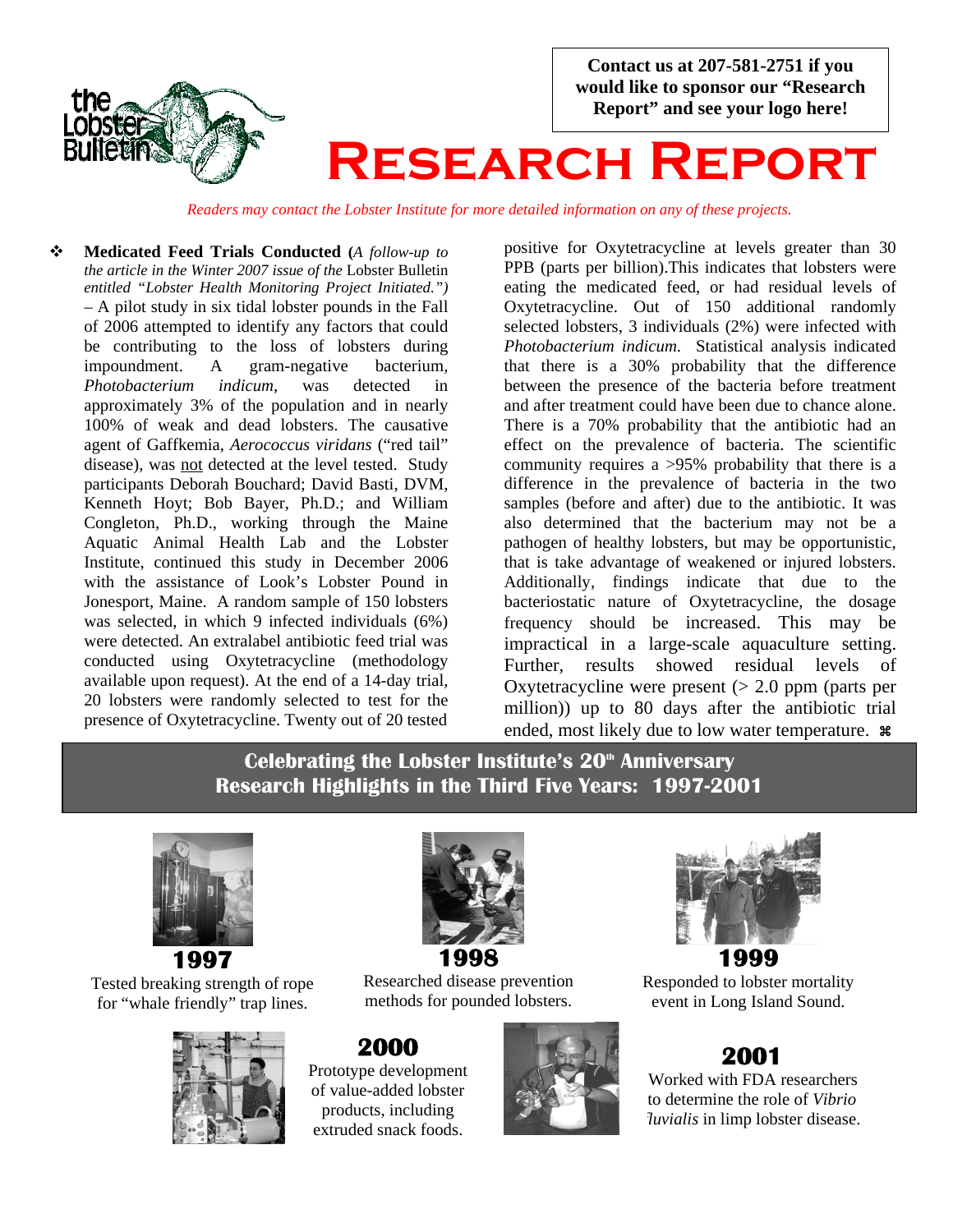Contact us at 207-581-2751 if you would like to sponsor our "Research Report" and see your logo here!

# RESEARCH REPORT

*Readers may contact the Lobster Institute for more detailed information on any of these projects.*

- **Medicated Feed Trials Conducted (***A follow-up to the article in the Winter 2007 issue of the* Lobster Bulletin *entitled "Lobster Health Monitoring Project Initiated.")* – A pilot study in six tidal lobster pounds in the Fall of 2006 attempted to identify any factors that could be contributing to the loss of lobsters during impoundment. A gram-negative bacterium, *Photobacterium indicum*, was detected in approximately 3% of the population and in nearly 100% of weak and dead lobsters. The causative agent of Gaffkemia, *Aerococcus viridans* ("red tail" disease), was not detected at the level tested. Study participants Deborah Bouchard; David Basti, DVM, Kenneth Hoyt; Bob Bayer, Ph.D.; and William Congleton, Ph.D., working through the Maine Aquatic Animal Health Lab and the Lobster Institute, continued this study in December 2006 with the assistance of Look's Lobster Pound in Jonesport, Maine. A random sample of 150 lobsters was selected, in which 9 infected individuals (6%) were detected. An extralabel antibiotic feed trial was conducted using Oxytetracycline (methodology available upon request). At the end of a 14-day trial, 20 lobsters were randomly selected to test for the presence of Oxytetracycline. Twenty out of 20 tested positive for Oxytetracycline at levels greater than 30 PPB (parts per billion).This indicates that lobsters were eating the medicated feed, or had residual levels of Oxytetracycline. Out of 150 additional randomly selected lobsters, 3 individuals (2%) were infected with *Photobacterium indicum.* Statistical analysis indicated that there is a 30% probability that the difference between the presence of the bacteria before treatment and after treatment could have been due to chance alone. There is a 70% probability that the antibiotic had an effect on the prevalence of bacteria. The scientific community requires a >95% probability that there is a difference in the prevalence of bacteria in the two samples (before and after) due to the antibiotic. It was also determined that the bacterium may not be a pathogen of healthy lobsters, but may be opportunistic, that is take advantage of weakened or injured lobsters. Additionally, findings indicate that due to the bacteriostatic nature of Oxytetracycline, the dosage frequency should be increased. This may be impractical in a large-scale aquaculture setting. Further, results showed residual levels of Oxytetracycline were present (> 2.0 ppm (parts per million)) up to 80 days after the antibiotic trial ended, most likely due to low water temperature. ⌘

## Celebrating the Lobster Institute's 20th Anniversary
## Research Highlights in the Third Five Years: 1997-2001

**1997**
Tested breaking strength of rope for "whale friendly" trap lines.

**1998**
Researched disease prevention methods for pounded lobsters.

**1999**
Responded to lobster mortality event in Long Island Sound.

**2000**
Prototype development of value-added lobster products, including extruded snack foods.

**2001**
Worked with FDA researchers to determine the role of *Vibrio fluvialis* in limp lobster disease.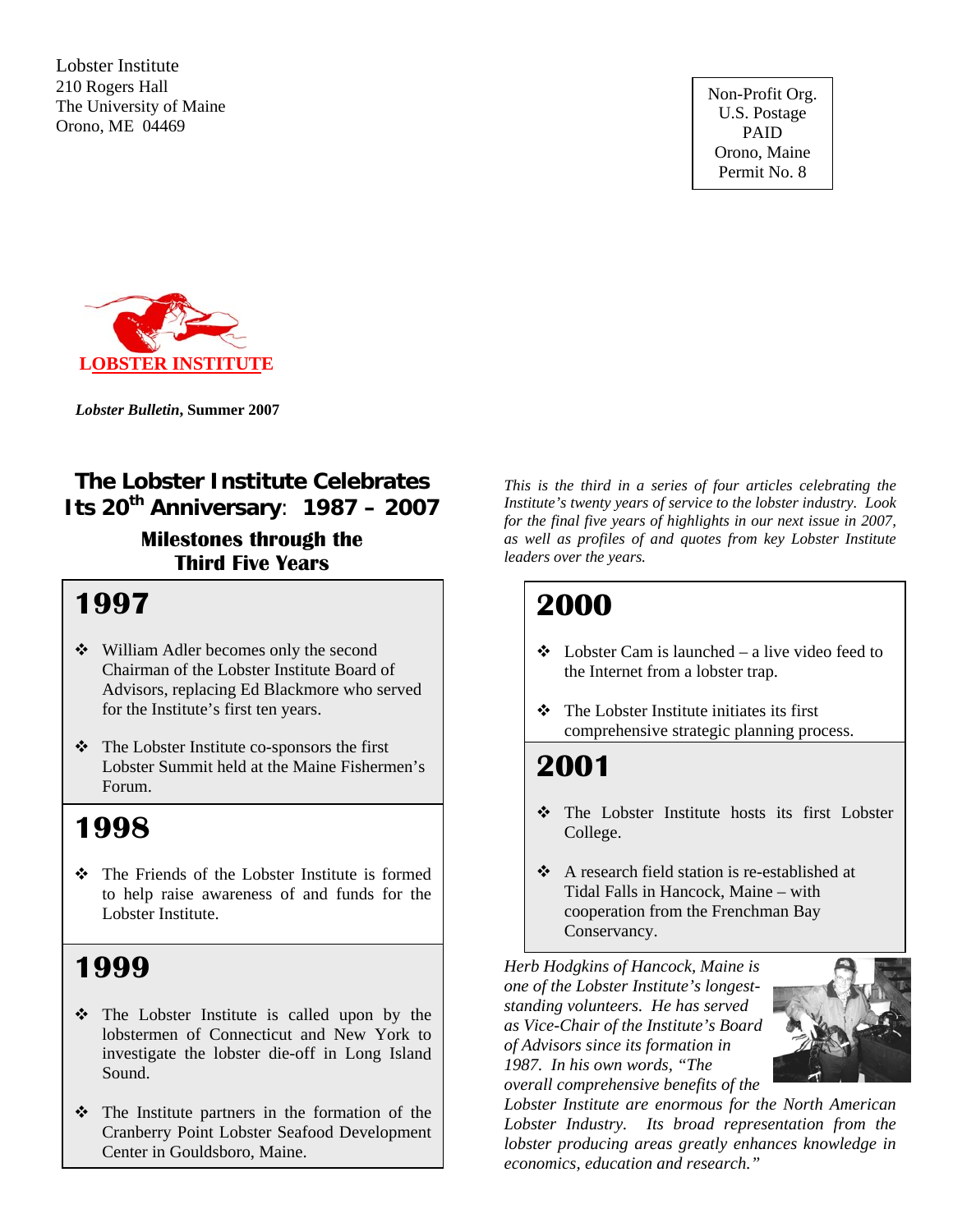Lobster Institute
210 Rogers Hall
The University of Maine
Orono, ME 04469

Non-Profit Org.
U.S. Postage
PAID
Orono, Maine
Permit No. 8

LOBSTER INSTITUTE

***Lobster Bulletin*, Summer 2007**

# The Lobster Institute Celebrates Its 20th Anniversary: 1987 – 2007

## Milestones through the Third Five Years

*This is the third in a series of four articles celebrating the Institute's twenty years of service to the lobster industry. Look for the final five years of highlights in our next issue in 2007, as well as profiles of and quotes from key Lobster Institute leaders over the years.*

## 1997

- William Adler becomes only the second Chairman of the Lobster Institute Board of Advisors, replacing Ed Blackmore who served for the Institute's first ten years.
- The Lobster Institute co-sponsors the first Lobster Summit held at the Maine Fishermen's Forum.

## 1998

- The Friends of the Lobster Institute is formed to help raise awareness of and funds for the Lobster Institute.

## 1999

- The Lobster Institute is called upon by the lobstermen of Connecticut and New York to investigate the lobster die-off in Long Island Sound.
- The Institute partners in the formation of the Cranberry Point Lobster Seafood Development Center in Gouldsboro, Maine.

## 2000

- Lobster Cam is launched – a live video feed to the Internet from a lobster trap.
- The Lobster Institute initiates its first comprehensive strategic planning process.

## 2001

- The Lobster Institute hosts its first Lobster College.
- A research field station is re-established at Tidal Falls in Hancock, Maine – with cooperation from the Frenchman Bay Conservancy.

*Herb Hodgkins of Hancock, Maine is one of the Lobster Institute's longest-standing volunteers. He has served as Vice-Chair of the Institute's Board of Advisors since its formation in 1987. In his own words, "The overall comprehensive benefits of the Lobster Institute are enormous for the North American Lobster Industry. Its broad representation from the lobster producing areas greatly enhances knowledge in economics, education and research."*